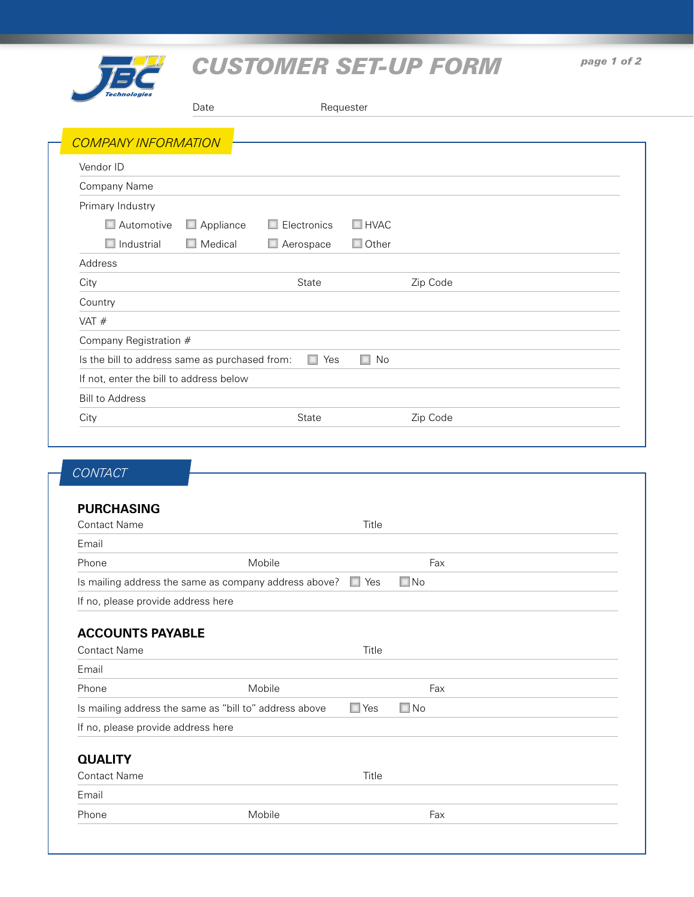# CUSTOMER SET-UP FORM

Date Requester

## COMPANY INFORMATION

Vendor ID

Company Name

Primary Industry

- ☐ Automotive ☐ Appliance ☐ Electronics ☐ HVAC
- ☐ Industrial ☐ Medical ☐ Aerospace ☐ Other

Address

City State Zip Code

Country

VAT #

Company Registration #

Is the bill to address same as purchased from: ☐ Yes ☐ No

If not, enter the bill to address below

Bill to Address

City State Zip Code

## CONTACT

### PURCHASING

Contact Name Title

Email

Phone Mobile Fax

Is mailing address the same as company address above? ☐ Yes ☐ No

If no, please provide address here

### ACCOUNTS PAYABLE

Contact Name Title

Email

Phone Mobile Fax

Is mailing address the same as “bill to” address above ☐ Yes ☐ No

If no, please provide address here

### QUALITY

Contact Name Title

Email

Phone Mobile Fax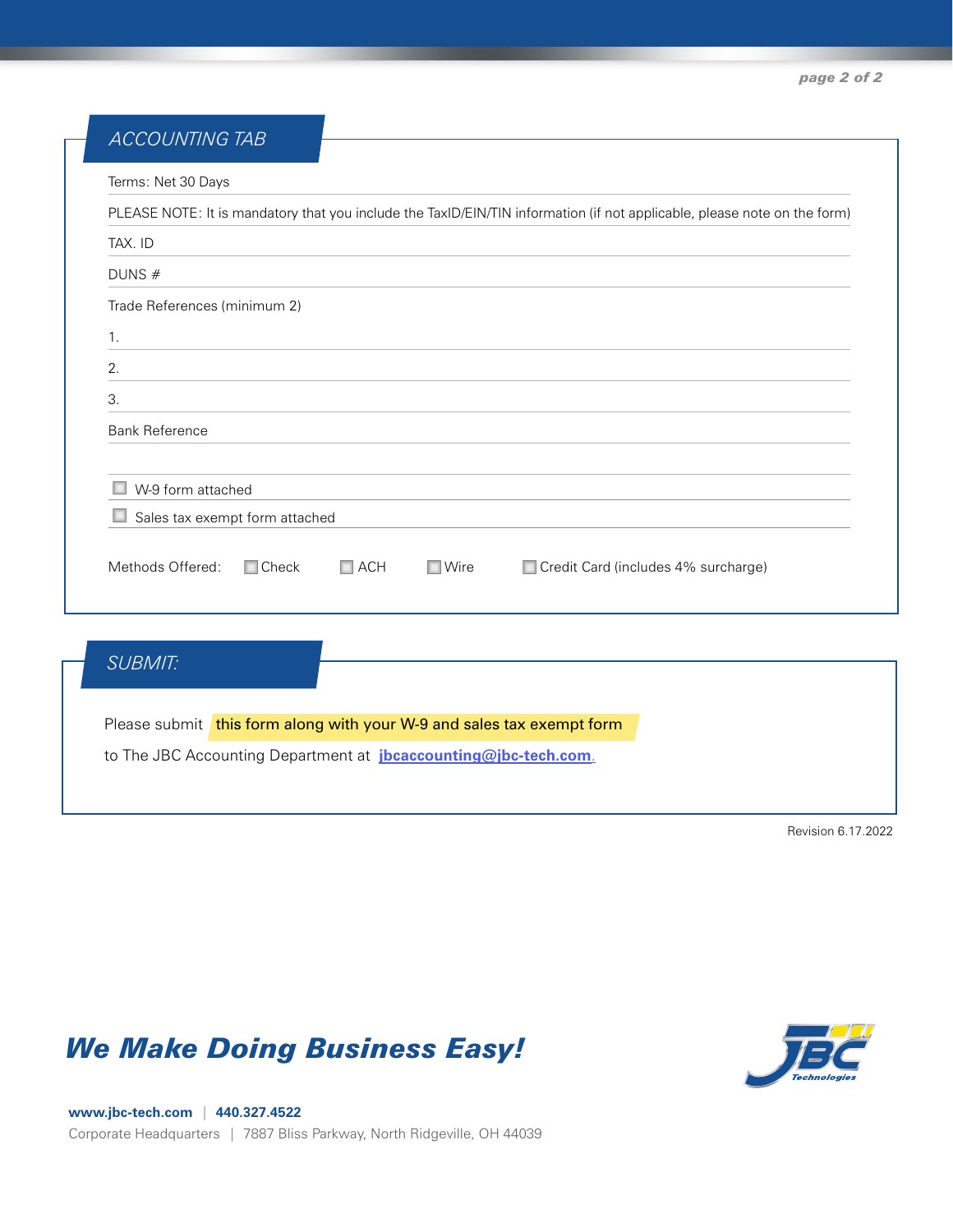## ACCOUNTING TAB

Terms: Net 30 Days

PLEASE NOTE: It is mandatory that you include the TaxID/EIN/TIN information (if not applicable, please note on the form)

TAX. ID

DUNS #

Trade References (minimum 2)

1.

2.

3.

Bank Reference

☐ W-9 form attached

☐ Sales tax exempt form attached

Methods Offered: ☐ Check ☐ ACH ☐ Wire ☐ Credit Card (includes 4% surcharge)

## SUBMIT:

Please submit this form along with your W-9 and sales tax exempt form to The JBC Accounting Department at **jbcaccounting@jbc-tech.com**.

Revision 6.17.2022

***We Make Doing Business Easy!***

JBC Technologies

**www.jbc-tech.com** | **440.327.4522**

Corporate Headquarters | 7887 Bliss Parkway, North Ridgeville, OH 44039